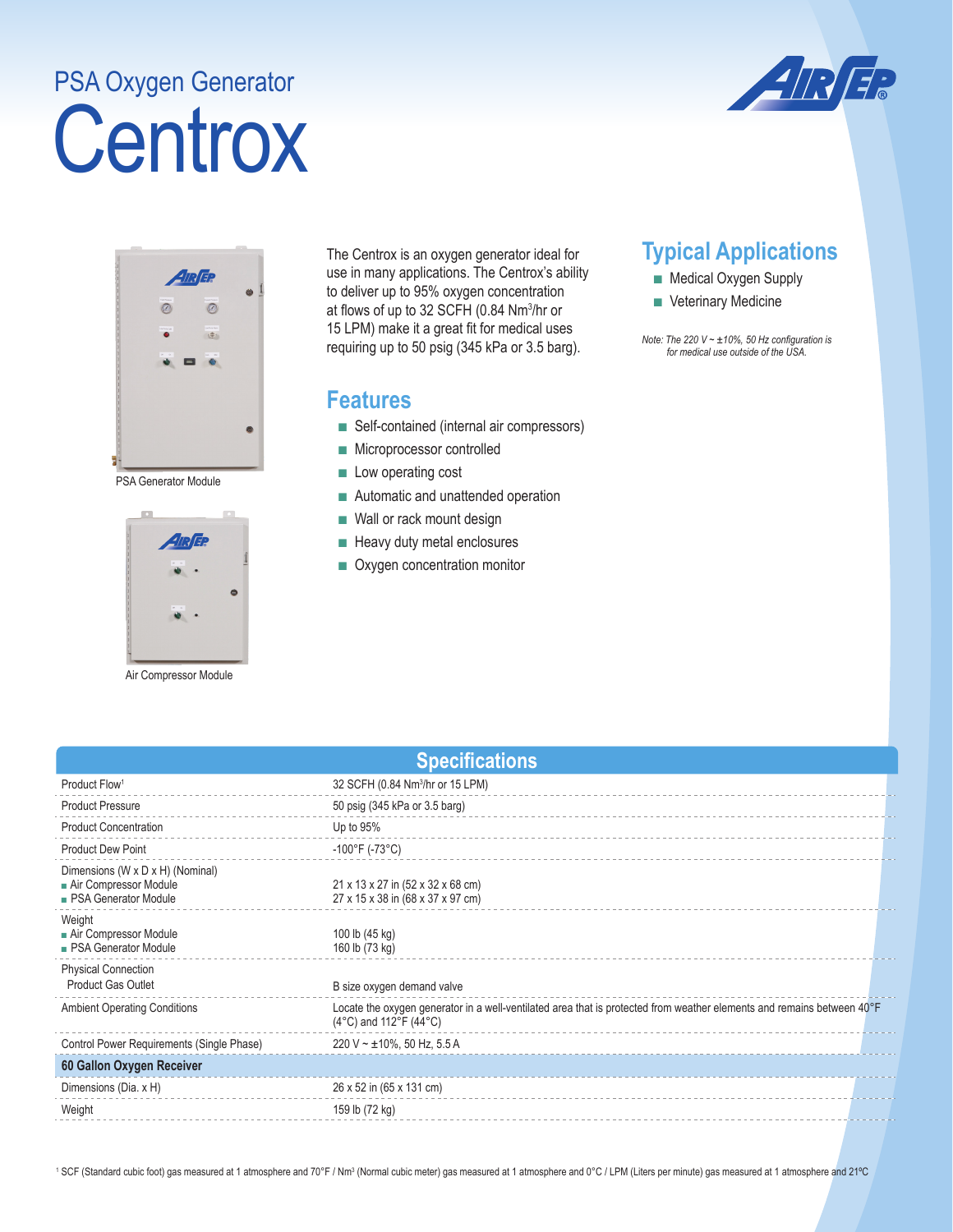PSA Oxygen Generator

# Centrox

PSA Generator Module

Air Compressor Module

The Centrox is an oxygen generator ideal for use in many applications. The Centrox's ability to deliver up to 95% oxygen concentration at flows of up to 32 SCFH (0.84 Nm³/hr or 15 LPM) make it a great fit for medical uses requiring up to 50 psig (345 kPa or 3.5 barg).

## Features

- Self-contained (internal air compressors)
- Microprocessor controlled
- Low operating cost
- Automatic and unattended operation
- Wall or rack mount design
- Heavy duty metal enclosures
- Oxygen concentration monitor

## Typical Applications

- Medical Oxygen Supply
- Veterinary Medicine

*Note: The 220 V ~ ±10%, 50 Hz configuration is for medical use outside of the USA.*

## Specifications

| | |
|---|---|
| Product Flow[1] | 32 SCFH (0.84 Nm³/hr or 15 LPM) |
| Product Pressure | 50 psig (345 kPa or 3.5 barg) |
| Product Concentration | Up to 95% |
| Product Dew Point | -100°F (-73°C) |
| Dimensions (W x D x H) (Nominal)<br>■ Air Compressor Module<br>■ PSA Generator Module | <br>21 x 13 x 27 in (52 x 32 x 68 cm)<br>27 x 15 x 38 in (68 x 37 x 97 cm) |
| Weight<br>■ Air Compressor Module<br>■ PSA Generator Module | <br>100 lb (45 kg)<br>160 lb (73 kg) |
| Physical Connection<br>Product Gas Outlet | <br>B size oxygen demand valve |
| Ambient Operating Conditions | Locate the oxygen generator in a well-ventilated area that is protected from weather elements and remains between 40°F (4°C) and 112°F (44°C) |
| Control Power Requirements (Single Phase) | 220 V ~ ±10%, 50 Hz, 5.5 A |
| **60 Gallon Oxygen Receiver** | |
| Dimensions (Dia. x H) | 26 x 52 in (65 x 131 cm) |
| Weight | 159 lb (72 kg) |

[1] SCF (Standard cubic foot) gas measured at 1 atmosphere and 70°F / Nm³ (Normal cubic meter) gas measured at 1 atmosphere and 0°C / LPM (Liters per minute) gas measured at 1 atmosphere and 21ºC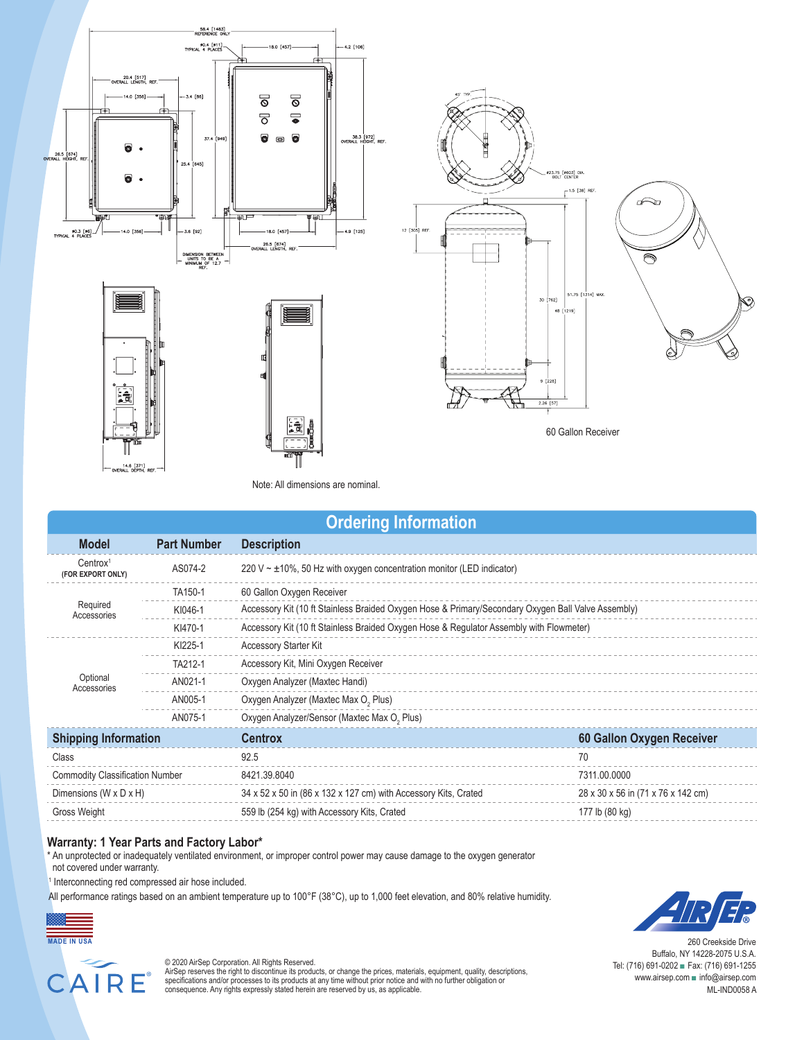60 Gallon Receiver

Note: All dimensions are nominal.

## Ordering Information

| Model | Part Number | Description |
|---|---|---|
| Centrox[1] (FOR EXPORT ONLY) | AS074-2 | 220 V ~ ±10%, 50 Hz with oxygen concentration monitor (LED indicator) |
| Required Accessories | TA150-1 | 60 Gallon Oxygen Receiver |
| | KI046-1 | Accessory Kit (10 ft Stainless Braided Oxygen Hose & Primary/Secondary Oxygen Ball Valve Assembly) |
| | KI470-1 | Accessory Kit (10 ft Stainless Braided Oxygen Hose & Regulator Assembly with Flowmeter) |
| Optional Accessories | KI225-1 | Accessory Starter Kit |
| | TA212-1 | Accessory Kit, Mini Oxygen Receiver |
| | AN021-1 | Oxygen Analyzer (Maxtec Handi) |
| | AN005-1 | Oxygen Analyzer (Maxtec Max $O_2$ Plus) |
| | AN075-1 | Oxygen Analyzer/Sensor (Maxtec Max $O_2$ Plus) |

| Shipping Information | Centrox | 60 Gallon Oxygen Receiver |
|---|---|---|
| Class | 92.5 | 70 |
| Commodity Classification Number | 8421.39.8040 | 7311.00.0000 |
| Dimensions (W x D x H) | 34 x 52 x 50 in (86 x 132 x 127 cm) with Accessory Kits, Crated | 28 x 30 x 56 in (71 x 76 x 142 cm) |
| Gross Weight | 559 lb (254 kg) with Accessory Kits, Crated | 177 lb (80 kg) |

**Warranty: 1 Year Parts and Factory Labor***

* An unprotected or inadequately ventilated environment, or improper control power may cause damage to the oxygen generator not covered under warranty.

[1] Interconnecting red compressed air hose included.

All performance ratings based on an ambient temperature up to 100°F (38°C), up to 1,000 feet elevation, and 80% relative humidity.

MADE IN USA

© 2020 AirSep Corporation. All Rights Reserved.
AirSep reserves the right to discontinue its products, or change the prices, materials, equipment, quality, descriptions, specifications and/or processes to its products at any time without prior notice and with no further obligation or consequence. Any rights expressly stated herein are reserved by us, as applicable.

260 Creekside Drive
Buffalo, NY 14228-2075 U.S.A.
Tel: (716) 691-0202 ■ Fax: (716) 691-1255
www.airsep.com ■ info@airsep.com
ML-IND0058 A